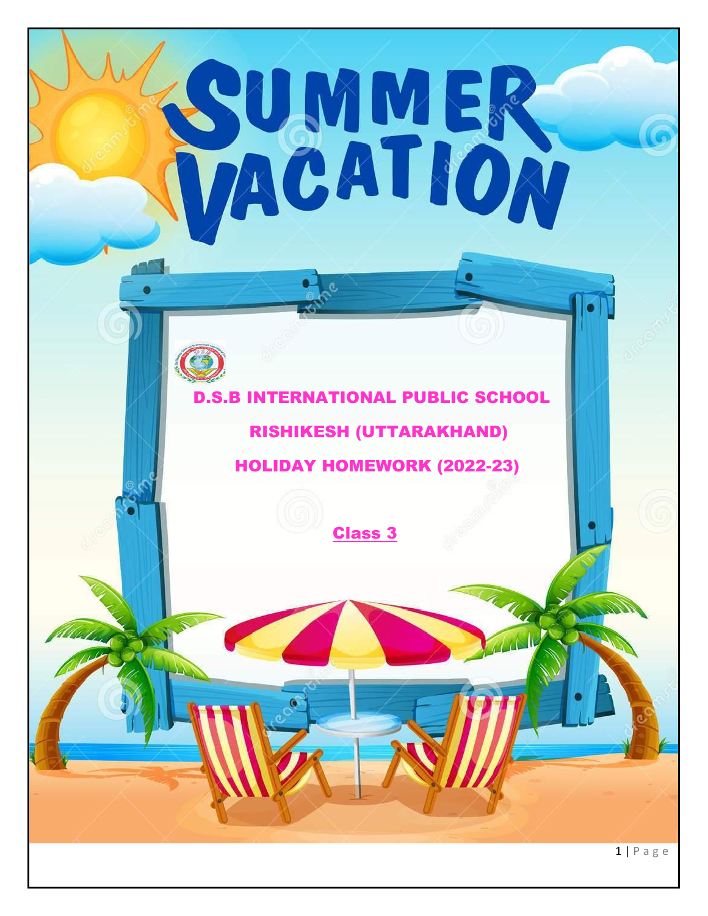# SUMMER VACATION

## D.S.B INTERNATIONAL PUBLIC SCHOOL

## RISHIKESH (UTTARAKHAND)

## HOLIDAY HOMEWORK (2022-23)

**Class 3**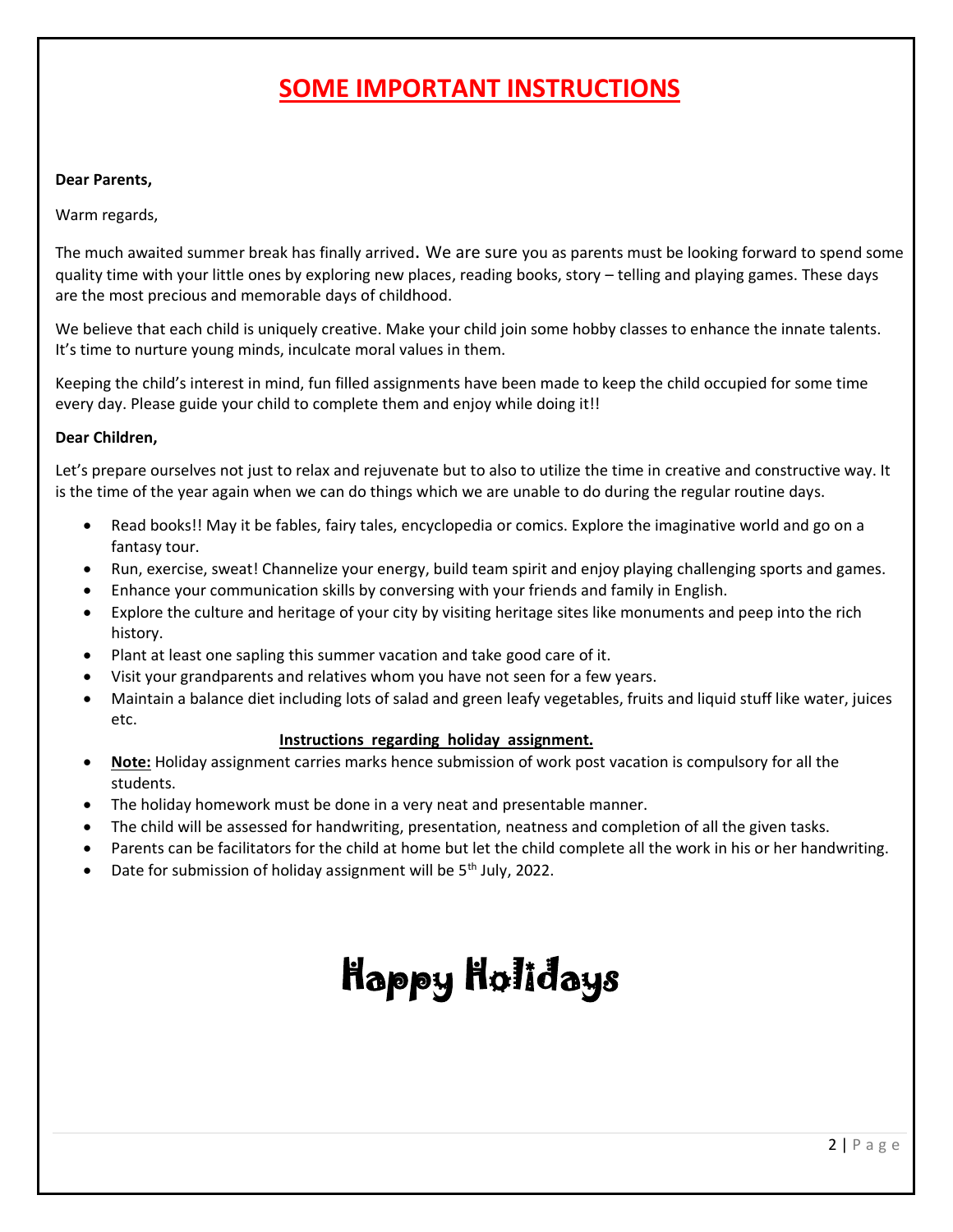# SOME IMPORTANT INSTRUCTIONS

**Dear Parents,**

Warm regards,

The much awaited summer break has finally arrived. We are sure you as parents must be looking forward to spend some quality time with your little ones by exploring new places, reading books, story – telling and playing games. These days are the most precious and memorable days of childhood.

We believe that each child is uniquely creative. Make your child join some hobby classes to enhance the innate talents. It's time to nurture young minds, inculcate moral values in them.

Keeping the child's interest in mind, fun filled assignments have been made to keep the child occupied for some time every day. Please guide your child to complete them and enjoy while doing it!!

**Dear Children,**

Let's prepare ourselves not just to relax and rejuvenate but to also to utilize the time in creative and constructive way. It is the time of the year again when we can do things which we are unable to do during the regular routine days.

- Read books!! May it be fables, fairy tales, encyclopedia or comics. Explore the imaginative world and go on a fantasy tour.
- Run, exercise, sweat! Channelize your energy, build team spirit and enjoy playing challenging sports and games.
- Enhance your communication skills by conversing with your friends and family in English.
- Explore the culture and heritage of your city by visiting heritage sites like monuments and peep into the rich history.
- Plant at least one sapling this summer vacation and take good care of it.
- Visit your grandparents and relatives whom you have not seen for a few years.
- Maintain a balance diet including lots of salad and green leafy vegetables, fruits and liquid stuff like water, juices etc.

**Instructions regarding holiday assignment.**

- **Note:** Holiday assignment carries marks hence submission of work post vacation is compulsory for all the students.
- The holiday homework must be done in a very neat and presentable manner.
- The child will be assessed for handwriting, presentation, neatness and completion of all the given tasks.
- Parents can be facilitators for the child at home but let the child complete all the work in his or her handwriting.
- Date for submission of holiday assignment will be 5th July, 2022.

# Happy Holidays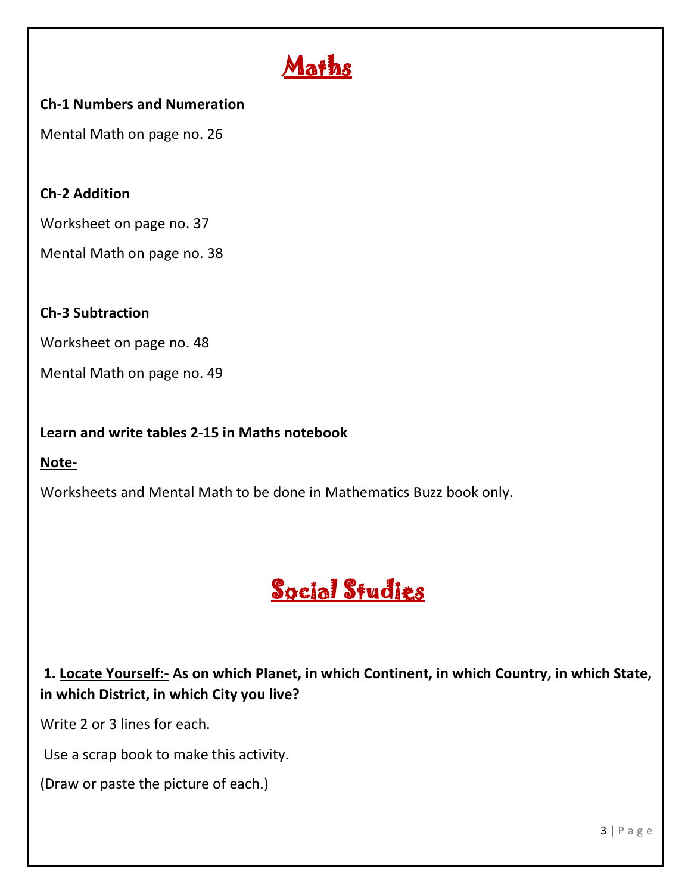# Maths

**Ch-1 Numbers and Numeration**

Mental Math on page no. 26

**Ch-2 Addition**

Worksheet on page no. 37

Mental Math on page no. 38

**Ch-3 Subtraction**

Worksheet on page no. 48

Mental Math on page no. 49

**Learn and write tables 2-15 in Maths notebook**

**Note-**

Worksheets and Mental Math to be done in Mathematics Buzz book only.

# Social Studies

**1. Locate Yourself:- As on which Planet, in which Continent, in which Country, in which State, in which District, in which City you live?**

Write 2 or 3 lines for each.

Use a scrap book to make this activity.

(Draw or paste the picture of each.)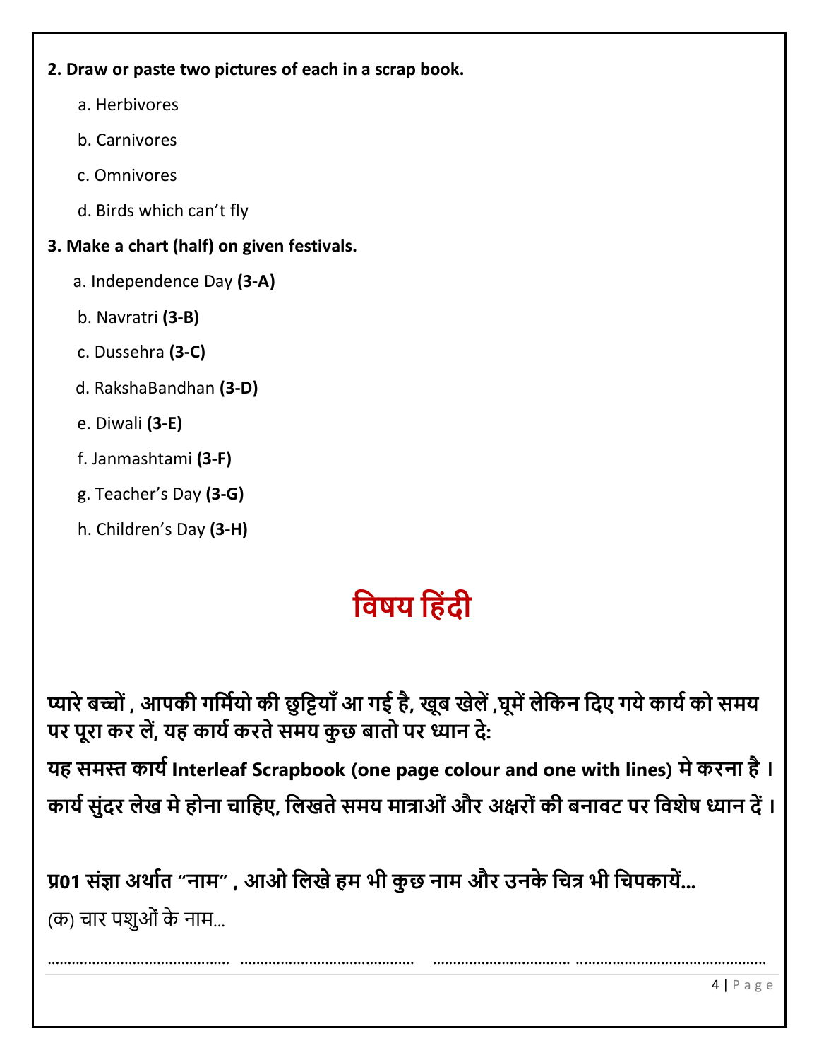**2. Draw or paste two pictures of each in a scrap book.**

a. Herbivores

b. Carnivores

c. Omnivores

d. Birds which can't fly

**3. Make a chart (half) on given festivals.**

a. Independence Day **(3-A)**

b. Navratri **(3-B)**

c. Dussehra **(3-C)**

d. RakshaBandhan **(3-D)**

e. Diwali **(3-E)**

f. Janmashtami **(3-F)**

g. Teacher's Day **(3-G)**

h. Children's Day **(3-H)**

# विषय हिंदी

**प्यारे बच्चों , आपकी गर्मियो की छुट्टियाँ आ गई है, खूब खेलें ,घूमें लेकिन दिए गये कार्य को समय पर पूरा कर लें, यह कार्य करते समय कुछ बातो पर ध्यान दे:**

**यह समस्त कार्य Interleaf Scrapbook (one page colour and one with lines) मे करना है ।**

**कार्य सुंदर लेख मे होना चाहिए, लिखते समय मात्राओं और अक्षरों की बनावट पर विशेष ध्यान दें ।**

**प्र01 संज्ञा अर्थात "नाम" , आओ लिखे हम भी कुछ नाम और उनके चित्र भी चिपकायें...**

(क) चार पशुओं के नाम...

........................................ ........................................ ................................ ..............................................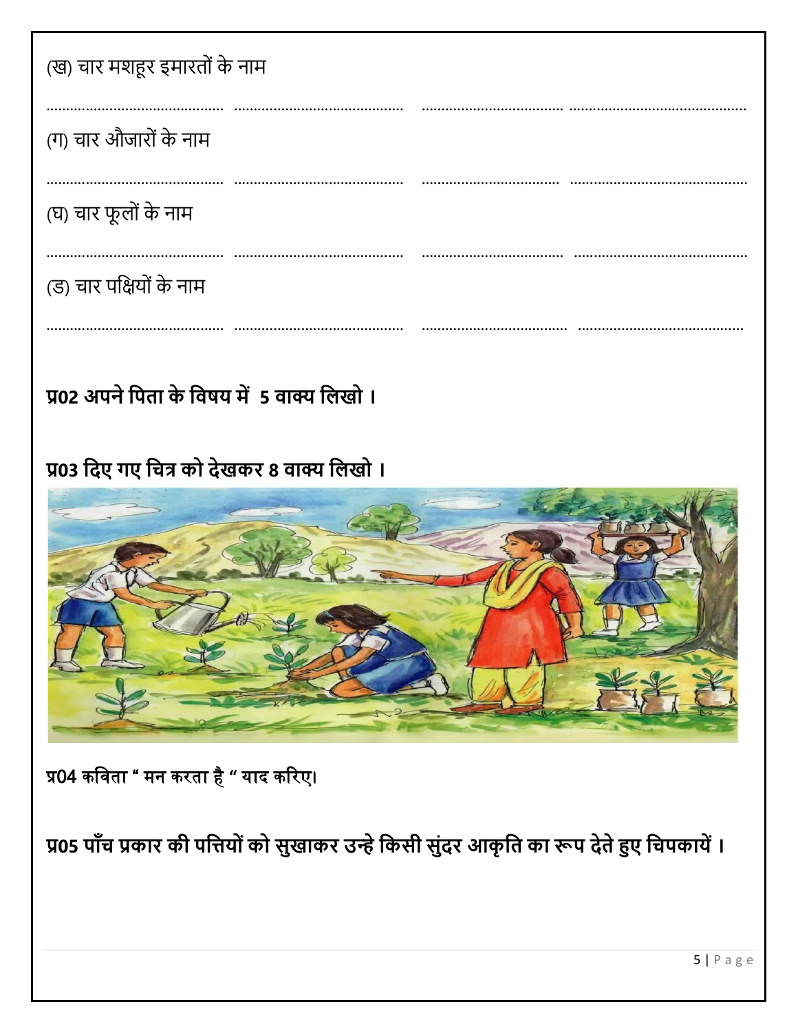(ख) चार मशहूर इमारतों के नाम

............................................ ............................................ ............................................ ............................................

(ग) चार औजारों के नाम

............................................ ............................................ ............................................ ............................................

(घ) चार फूलों के नाम

............................................ ............................................ ............................................ ............................................

(ड) चार पक्षियों के नाम

............................................ ............................................ ............................................ ............................................

**प्र02 अपने पिता के विषय में 5 वाक्य लिखो ।**

**प्र03 दिए गए चित्र को देखकर 8 वाक्य लिखो ।**

**प्र04 कविता " मन करता है " याद करिए।**

**प्र05 पाँच प्रकार की पत्तियों को सुखाकर उन्हे किसी सुंदर आकृति का रूप देते हुए चिपकायें ।**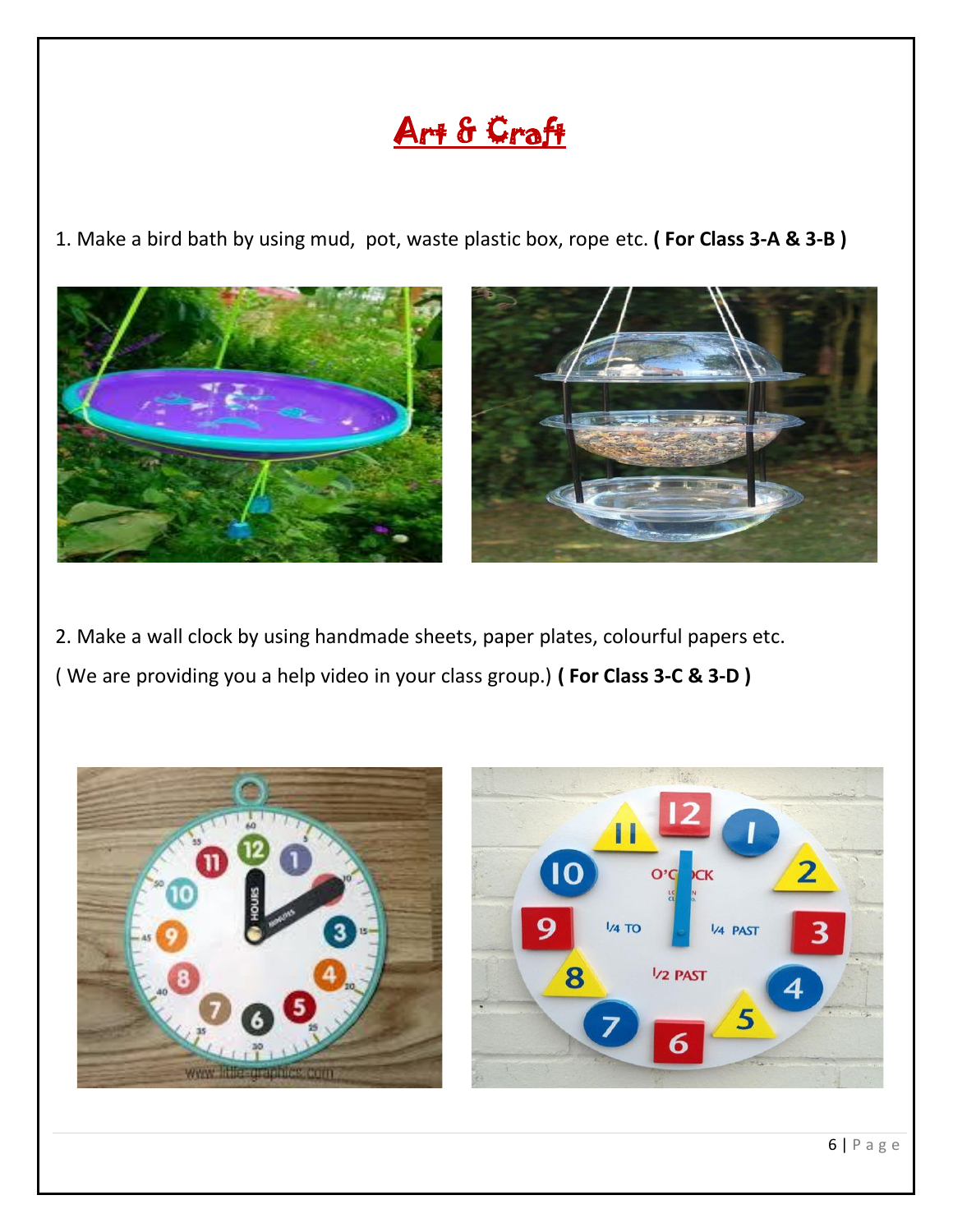# Art & Craft

1. Make a bird bath by using mud, pot, waste plastic box, rope etc. **( For Class 3-A & 3-B )**

2. Make a wall clock by using handmade sheets, paper plates, colourful papers etc.

( We are providing you a help video in your class group.) **( For Class 3-C & 3-D )**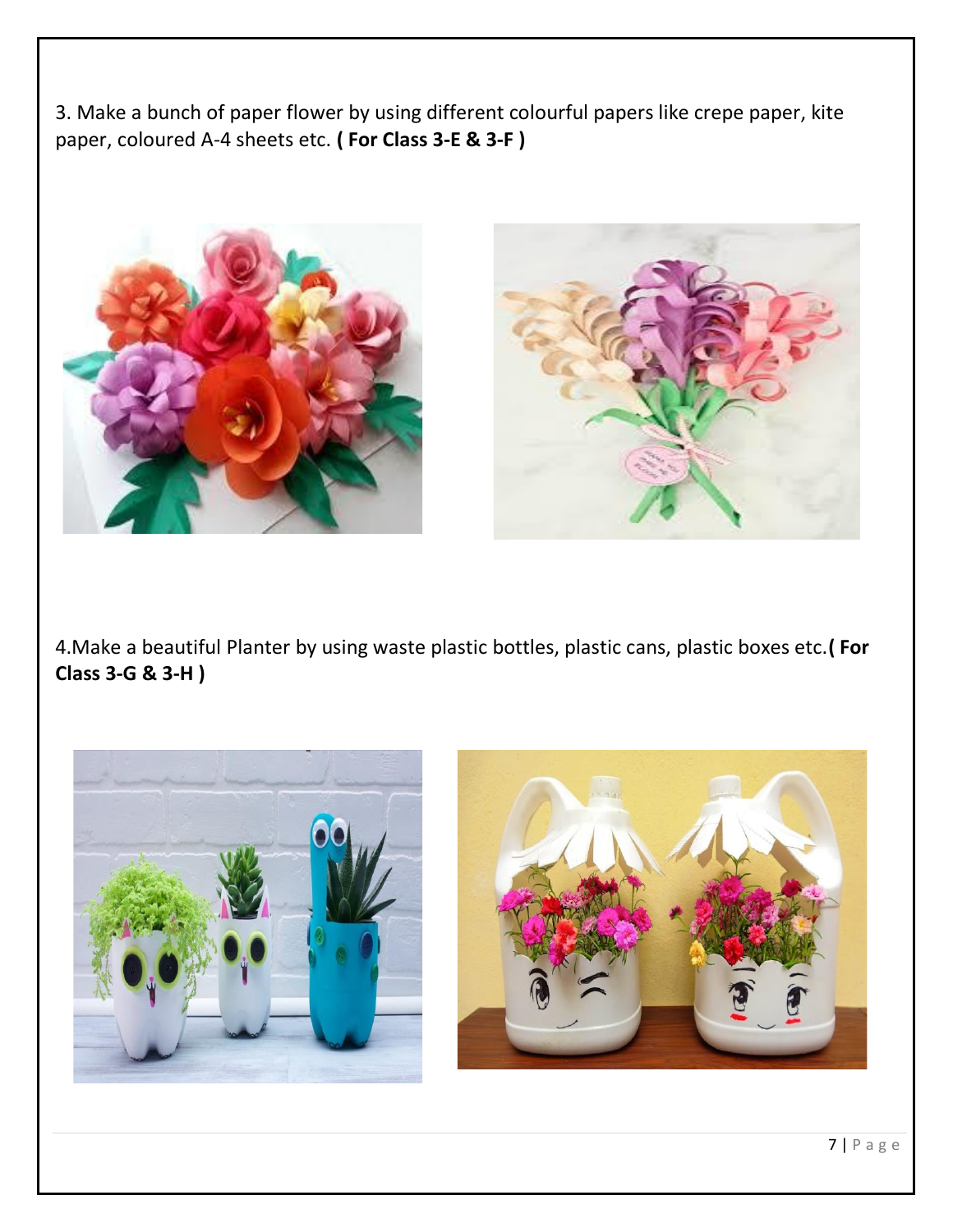3. Make a bunch of paper flower by using different colourful papers like crepe paper, kite paper, coloured A-4 sheets etc. **( For Class 3-E & 3-F )**

4.Make a beautiful Planter by using waste plastic bottles, plastic cans, plastic boxes etc.**( For Class 3-G & 3-H )**